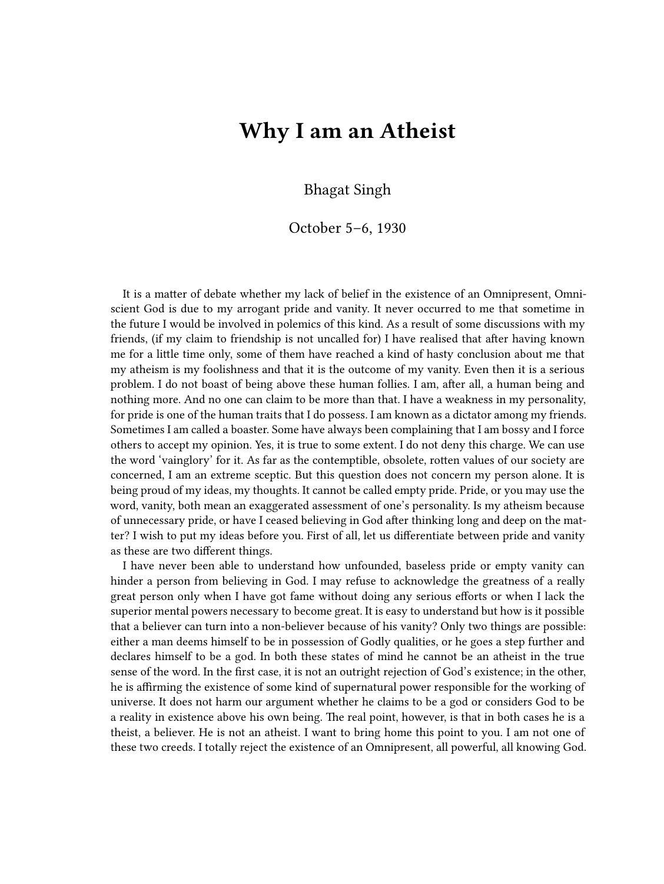# Why I am an Atheist

Bhagat Singh

October 5–6, 1930

It is a matter of debate whether my lack of belief in the existence of an Omnipresent, Omniscient God is due to my arrogant pride and vanity. It never occurred to me that sometime in the future I would be involved in polemics of this kind. As a result of some discussions with my friends, (if my claim to friendship is not uncalled for) I have realised that after having known me for a little time only, some of them have reached a kind of hasty conclusion about me that my atheism is my foolishness and that it is the outcome of my vanity. Even then it is a serious problem. I do not boast of being above these human follies. I am, after all, a human being and nothing more. And no one can claim to be more than that. I have a weakness in my personality, for pride is one of the human traits that I do possess. I am known as a dictator among my friends. Sometimes I am called a boaster. Some have always been complaining that I am bossy and I force others to accept my opinion. Yes, it is true to some extent. I do not deny this charge. We can use the word 'vainglory' for it. As far as the contemptible, obsolete, rotten values of our society are concerned, I am an extreme sceptic. But this question does not concern my person alone. It is being proud of my ideas, my thoughts. It cannot be called empty pride. Pride, or you may use the word, vanity, both mean an exaggerated assessment of one's personality. Is my atheism because of unnecessary pride, or have I ceased believing in God after thinking long and deep on the matter? I wish to put my ideas before you. First of all, let us differentiate between pride and vanity as these are two different things.

I have never been able to understand how unfounded, baseless pride or empty vanity can hinder a person from believing in God. I may refuse to acknowledge the greatness of a really great person only when I have got fame without doing any serious efforts or when I lack the superior mental powers necessary to become great. It is easy to understand but how is it possible that a believer can turn into a non-believer because of his vanity? Only two things are possible: either a man deems himself to be in possession of Godly qualities, or he goes a step further and declares himself to be a god. In both these states of mind he cannot be an atheist in the true sense of the word. In the first case, it is not an outright rejection of God's existence; in the other, he is affirming the existence of some kind of supernatural power responsible for the working of universe. It does not harm our argument whether he claims to be a god or considers God to be a reality in existence above his own being. The real point, however, is that in both cases he is a theist, a believer. He is not an atheist. I want to bring home this point to you. I am not one of these two creeds. I totally reject the existence of an Omnipresent, all powerful, all knowing God.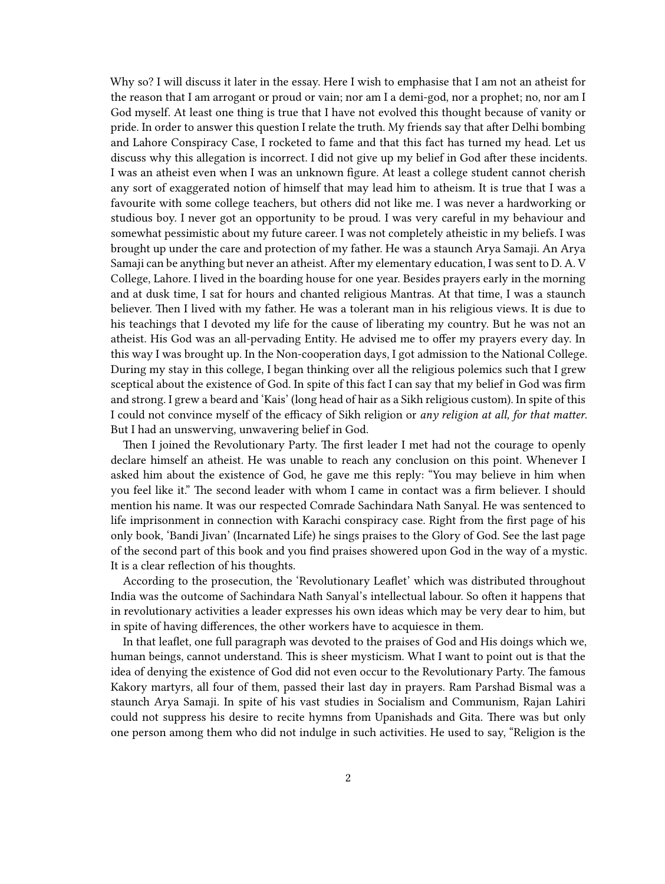Why so? I will discuss it later in the essay. Here I wish to emphasise that I am not an atheist for the reason that I am arrogant or proud or vain; nor am I a demi-god, nor a prophet; no, nor am I God myself. At least one thing is true that I have not evolved this thought because of vanity or pride. In order to answer this question I relate the truth. My friends say that after Delhi bombing and Lahore Conspiracy Case, I rocketed to fame and that this fact has turned my head. Let us discuss why this allegation is incorrect. I did not give up my belief in God after these incidents. I was an atheist even when I was an unknown figure. At least a college student cannot cherish any sort of exaggerated notion of himself that may lead him to atheism. It is true that I was a favourite with some college teachers, but others did not like me. I was never a hardworking or studious boy. I never got an opportunity to be proud. I was very careful in my behaviour and somewhat pessimistic about my future career. I was not completely atheistic in my beliefs. I was brought up under the care and protection of my father. He was a staunch Arya Samaji. An Arya Samaji can be anything but never an atheist. After my elementary education, I was sent to D. A. V College, Lahore. I lived in the boarding house for one year. Besides prayers early in the morning and at dusk time, I sat for hours and chanted religious Mantras. At that time, I was a staunch believer. Then I lived with my father. He was a tolerant man in his religious views. It is due to his teachings that I devoted my life for the cause of liberating my country. But he was not an atheist. His God was an all-pervading Entity. He advised me to offer my prayers every day. In this way I was brought up. In the Non-cooperation days, I got admission to the National College. During my stay in this college, I began thinking over all the religious polemics such that I grew sceptical about the existence of God. In spite of this fact I can say that my belief in God was firm and strong. I grew a beard and 'Kais' (long head of hair as a Sikh religious custom). In spite of this I could not convince myself of the efficacy of Sikh religion or *any religion at all, for that matter*. But I had an unswerving, unwavering belief in God.

Then I joined the Revolutionary Party. The first leader I met had not the courage to openly declare himself an atheist. He was unable to reach any conclusion on this point. Whenever I asked him about the existence of God, he gave me this reply: "You may believe in him when you feel like it." The second leader with whom I came in contact was a firm believer. I should mention his name. It was our respected Comrade Sachindara Nath Sanyal. He was sentenced to life imprisonment in connection with Karachi conspiracy case. Right from the first page of his only book, 'Bandi Jivan' (Incarnated Life) he sings praises to the Glory of God. See the last page of the second part of this book and you find praises showered upon God in the way of a mystic. It is a clear reflection of his thoughts.

According to the prosecution, the 'Revolutionary Leaflet' which was distributed throughout India was the outcome of Sachindara Nath Sanyal's intellectual labour. So often it happens that in revolutionary activities a leader expresses his own ideas which may be very dear to him, but in spite of having differences, the other workers have to acquiesce in them.

In that leaflet, one full paragraph was devoted to the praises of God and His doings which we, human beings, cannot understand. This is sheer mysticism. What I want to point out is that the idea of denying the existence of God did not even occur to the Revolutionary Party. The famous Kakory martyrs, all four of them, passed their last day in prayers. Ram Parshad Bismal was a staunch Arya Samaji. In spite of his vast studies in Socialism and Communism, Rajan Lahiri could not suppress his desire to recite hymns from Upanishads and Gita. There was but only one person among them who did not indulge in such activities. He used to say, "Religion is the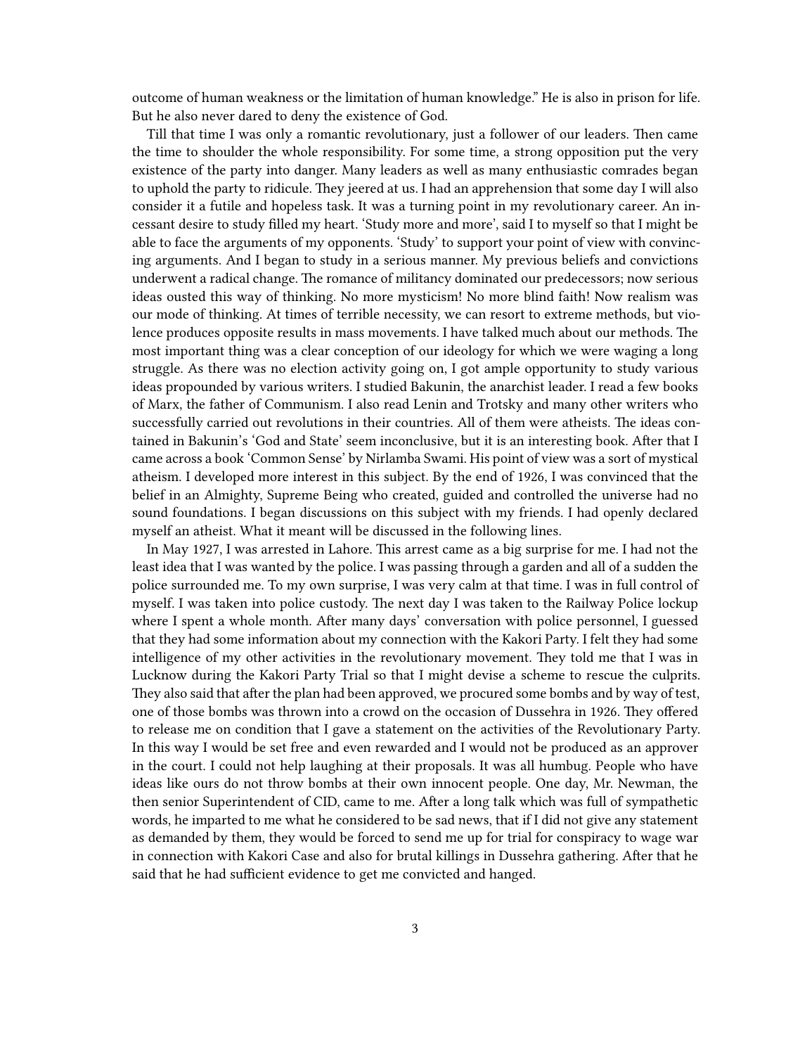outcome of human weakness or the limitation of human knowledge." He is also in prison for life. But he also never dared to deny the existence of God.

Till that time I was only a romantic revolutionary, just a follower of our leaders. Then came the time to shoulder the whole responsibility. For some time, a strong opposition put the very existence of the party into danger. Many leaders as well as many enthusiastic comrades began to uphold the party to ridicule. They jeered at us. I had an apprehension that some day I will also consider it a futile and hopeless task. It was a turning point in my revolutionary career. An incessant desire to study filled my heart. 'Study more and more', said I to myself so that I might be able to face the arguments of my opponents. 'Study' to support your point of view with convincing arguments. And I began to study in a serious manner. My previous beliefs and convictions underwent a radical change. The romance of militancy dominated our predecessors; now serious ideas ousted this way of thinking. No more mysticism! No more blind faith! Now realism was our mode of thinking. At times of terrible necessity, we can resort to extreme methods, but violence produces opposite results in mass movements. I have talked much about our methods. The most important thing was a clear conception of our ideology for which we were waging a long struggle. As there was no election activity going on, I got ample opportunity to study various ideas propounded by various writers. I studied Bakunin, the anarchist leader. I read a few books of Marx, the father of Communism. I also read Lenin and Trotsky and many other writers who successfully carried out revolutions in their countries. All of them were atheists. The ideas contained in Bakunin's 'God and State' seem inconclusive, but it is an interesting book. After that I came across a book 'Common Sense' by Nirlamba Swami. His point of view was a sort of mystical atheism. I developed more interest in this subject. By the end of 1926, I was convinced that the belief in an Almighty, Supreme Being who created, guided and controlled the universe had no sound foundations. I began discussions on this subject with my friends. I had openly declared myself an atheist. What it meant will be discussed in the following lines.

In May 1927, I was arrested in Lahore. This arrest came as a big surprise for me. I had not the least idea that I was wanted by the police. I was passing through a garden and all of a sudden the police surrounded me. To my own surprise, I was very calm at that time. I was in full control of myself. I was taken into police custody. The next day I was taken to the Railway Police lockup where I spent a whole month. After many days' conversation with police personnel, I guessed that they had some information about my connection with the Kakori Party. I felt they had some intelligence of my other activities in the revolutionary movement. They told me that I was in Lucknow during the Kakori Party Trial so that I might devise a scheme to rescue the culprits. They also said that after the plan had been approved, we procured some bombs and by way of test, one of those bombs was thrown into a crowd on the occasion of Dussehra in 1926. They offered to release me on condition that I gave a statement on the activities of the Revolutionary Party. In this way I would be set free and even rewarded and I would not be produced as an approver in the court. I could not help laughing at their proposals. It was all humbug. People who have ideas like ours do not throw bombs at their own innocent people. One day, Mr. Newman, the then senior Superintendent of CID, came to me. After a long talk which was full of sympathetic words, he imparted to me what he considered to be sad news, that if I did not give any statement as demanded by them, they would be forced to send me up for trial for conspiracy to wage war in connection with Kakori Case and also for brutal killings in Dussehra gathering. After that he said that he had sufficient evidence to get me convicted and hanged.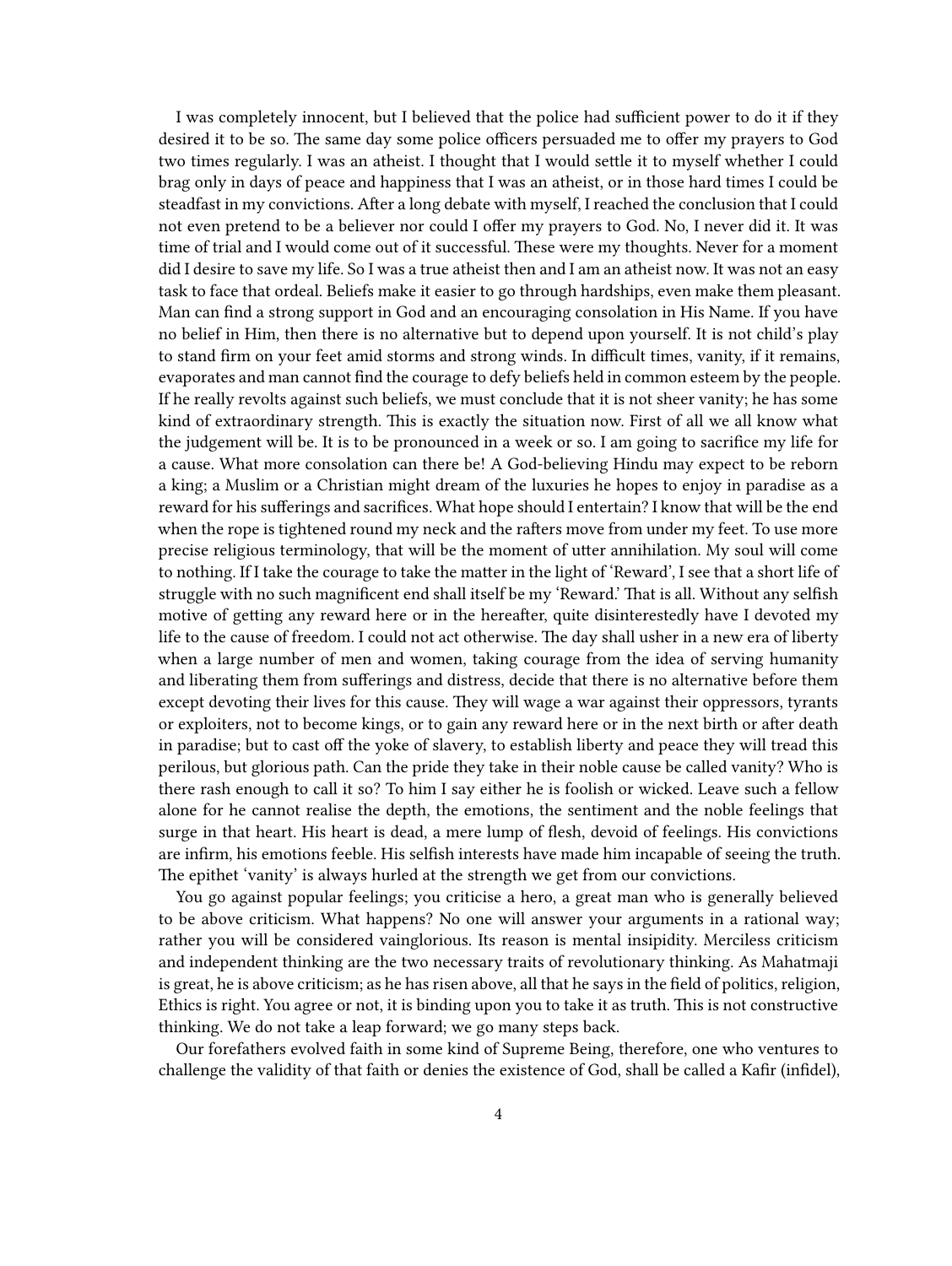I was completely innocent, but I believed that the police had sufficient power to do it if they desired it to be so. The same day some police officers persuaded me to offer my prayers to God two times regularly. I was an atheist. I thought that I would settle it to myself whether I could brag only in days of peace and happiness that I was an atheist, or in those hard times I could be steadfast in my convictions. After a long debate with myself, I reached the conclusion that I could not even pretend to be a believer nor could I offer my prayers to God. No, I never did it. It was time of trial and I would come out of it successful. These were my thoughts. Never for a moment did I desire to save my life. So I was a true atheist then and I am an atheist now. It was not an easy task to face that ordeal. Beliefs make it easier to go through hardships, even make them pleasant. Man can find a strong support in God and an encouraging consolation in His Name. If you have no belief in Him, then there is no alternative but to depend upon yourself. It is not child's play to stand firm on your feet amid storms and strong winds. In difficult times, vanity, if it remains, evaporates and man cannot find the courage to defy beliefs held in common esteem by the people. If he really revolts against such beliefs, we must conclude that it is not sheer vanity; he has some kind of extraordinary strength. This is exactly the situation now. First of all we all know what the judgement will be. It is to be pronounced in a week or so. I am going to sacrifice my life for a cause. What more consolation can there be! A God-believing Hindu may expect to be reborn a king; a Muslim or a Christian might dream of the luxuries he hopes to enjoy in paradise as a reward for his sufferings and sacrifices. What hope should I entertain? I know that will be the end when the rope is tightened round my neck and the rafters move from under my feet. To use more precise religious terminology, that will be the moment of utter annihilation. My soul will come to nothing. If I take the courage to take the matter in the light of 'Reward', I see that a short life of struggle with no such magnificent end shall itself be my 'Reward.' That is all. Without any selfish motive of getting any reward here or in the hereafter, quite disinterestedly have I devoted my life to the cause of freedom. I could not act otherwise. The day shall usher in a new era of liberty when a large number of men and women, taking courage from the idea of serving humanity and liberating them from sufferings and distress, decide that there is no alternative before them except devoting their lives for this cause. They will wage a war against their oppressors, tyrants or exploiters, not to become kings, or to gain any reward here or in the next birth or after death in paradise; but to cast off the yoke of slavery, to establish liberty and peace they will tread this perilous, but glorious path. Can the pride they take in their noble cause be called vanity? Who is there rash enough to call it so? To him I say either he is foolish or wicked. Leave such a fellow alone for he cannot realise the depth, the emotions, the sentiment and the noble feelings that surge in that heart. His heart is dead, a mere lump of flesh, devoid of feelings. His convictions are infirm, his emotions feeble. His selfish interests have made him incapable of seeing the truth. The epithet 'vanity' is always hurled at the strength we get from our convictions.

You go against popular feelings; you criticise a hero, a great man who is generally believed to be above criticism. What happens? No one will answer your arguments in a rational way; rather you will be considered vainglorious. Its reason is mental insipidity. Merciless criticism and independent thinking are the two necessary traits of revolutionary thinking. As Mahatmaji is great, he is above criticism; as he has risen above, all that he says in the field of politics, religion, Ethics is right. You agree or not, it is binding upon you to take it as truth. This is not constructive thinking. We do not take a leap forward; we go many steps back.

Our forefathers evolved faith in some kind of Supreme Being, therefore, one who ventures to challenge the validity of that faith or denies the existence of God, shall be called a Kafir (infidel),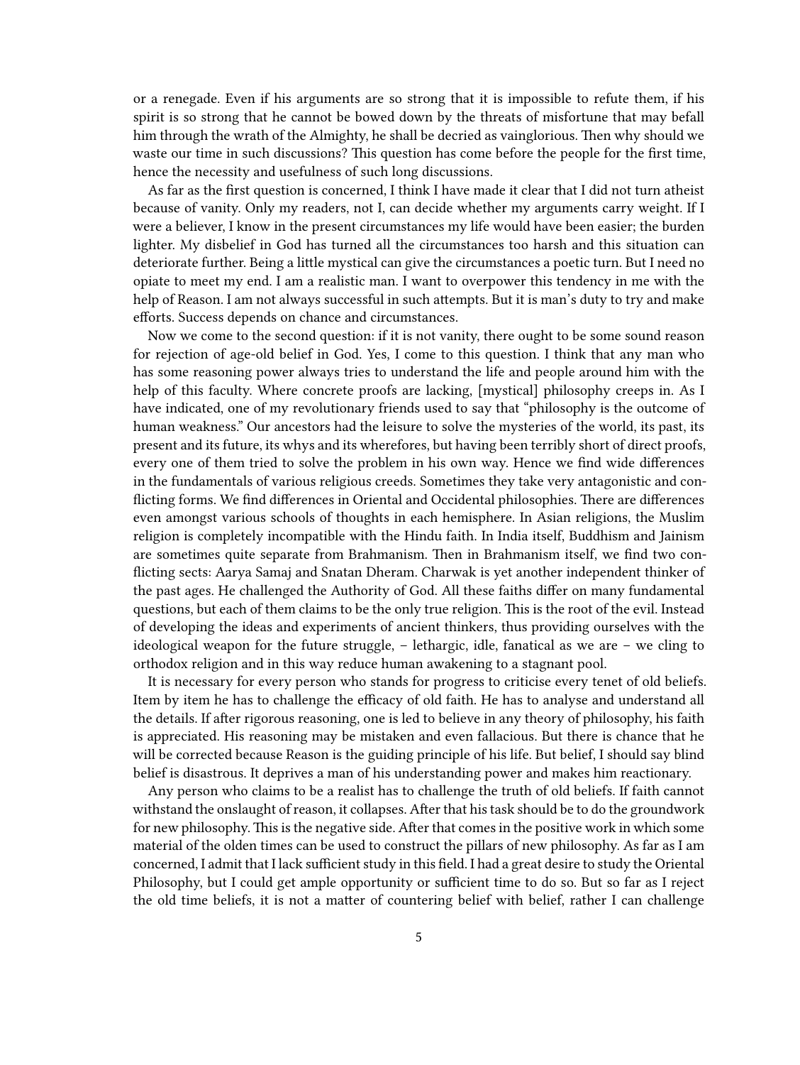or a renegade. Even if his arguments are so strong that it is impossible to refute them, if his spirit is so strong that he cannot be bowed down by the threats of misfortune that may befall him through the wrath of the Almighty, he shall be decried as vainglorious. Then why should we waste our time in such discussions? This question has come before the people for the first time, hence the necessity and usefulness of such long discussions.

As far as the first question is concerned, I think I have made it clear that I did not turn atheist because of vanity. Only my readers, not I, can decide whether my arguments carry weight. If I were a believer, I know in the present circumstances my life would have been easier; the burden lighter. My disbelief in God has turned all the circumstances too harsh and this situation can deteriorate further. Being a little mystical can give the circumstances a poetic turn. But I need no opiate to meet my end. I am a realistic man. I want to overpower this tendency in me with the help of Reason. I am not always successful in such attempts. But it is man's duty to try and make efforts. Success depends on chance and circumstances.

Now we come to the second question: if it is not vanity, there ought to be some sound reason for rejection of age-old belief in God. Yes, I come to this question. I think that any man who has some reasoning power always tries to understand the life and people around him with the help of this faculty. Where concrete proofs are lacking, [mystical] philosophy creeps in. As I have indicated, one of my revolutionary friends used to say that "philosophy is the outcome of human weakness." Our ancestors had the leisure to solve the mysteries of the world, its past, its present and its future, its whys and its wherefores, but having been terribly short of direct proofs, every one of them tried to solve the problem in his own way. Hence we find wide differences in the fundamentals of various religious creeds. Sometimes they take very antagonistic and conflicting forms. We find differences in Oriental and Occidental philosophies. There are differences even amongst various schools of thoughts in each hemisphere. In Asian religions, the Muslim religion is completely incompatible with the Hindu faith. In India itself, Buddhism and Jainism are sometimes quite separate from Brahmanism. Then in Brahmanism itself, we find two conflicting sects: Aarya Samaj and Snatan Dheram. Charwak is yet another independent thinker of the past ages. He challenged the Authority of God. All these faiths differ on many fundamental questions, but each of them claims to be the only true religion. This is the root of the evil. Instead of developing the ideas and experiments of ancient thinkers, thus providing ourselves with the ideological weapon for the future struggle, – lethargic, idle, fanatical as we are – we cling to orthodox religion and in this way reduce human awakening to a stagnant pool.

It is necessary for every person who stands for progress to criticise every tenet of old beliefs. Item by item he has to challenge the efficacy of old faith. He has to analyse and understand all the details. If after rigorous reasoning, one is led to believe in any theory of philosophy, his faith is appreciated. His reasoning may be mistaken and even fallacious. But there is chance that he will be corrected because Reason is the guiding principle of his life. But belief, I should say blind belief is disastrous. It deprives a man of his understanding power and makes him reactionary.

Any person who claims to be a realist has to challenge the truth of old beliefs. If faith cannot withstand the onslaught of reason, it collapses. After that his task should be to do the groundwork for new philosophy. This is the negative side. After that comes in the positive work in which some material of the olden times can be used to construct the pillars of new philosophy. As far as I am concerned, I admit that I lack sufficient study in this field. I had a great desire to study the Oriental Philosophy, but I could get ample opportunity or sufficient time to do so. But so far as I reject the old time beliefs, it is not a matter of countering belief with belief, rather I can challenge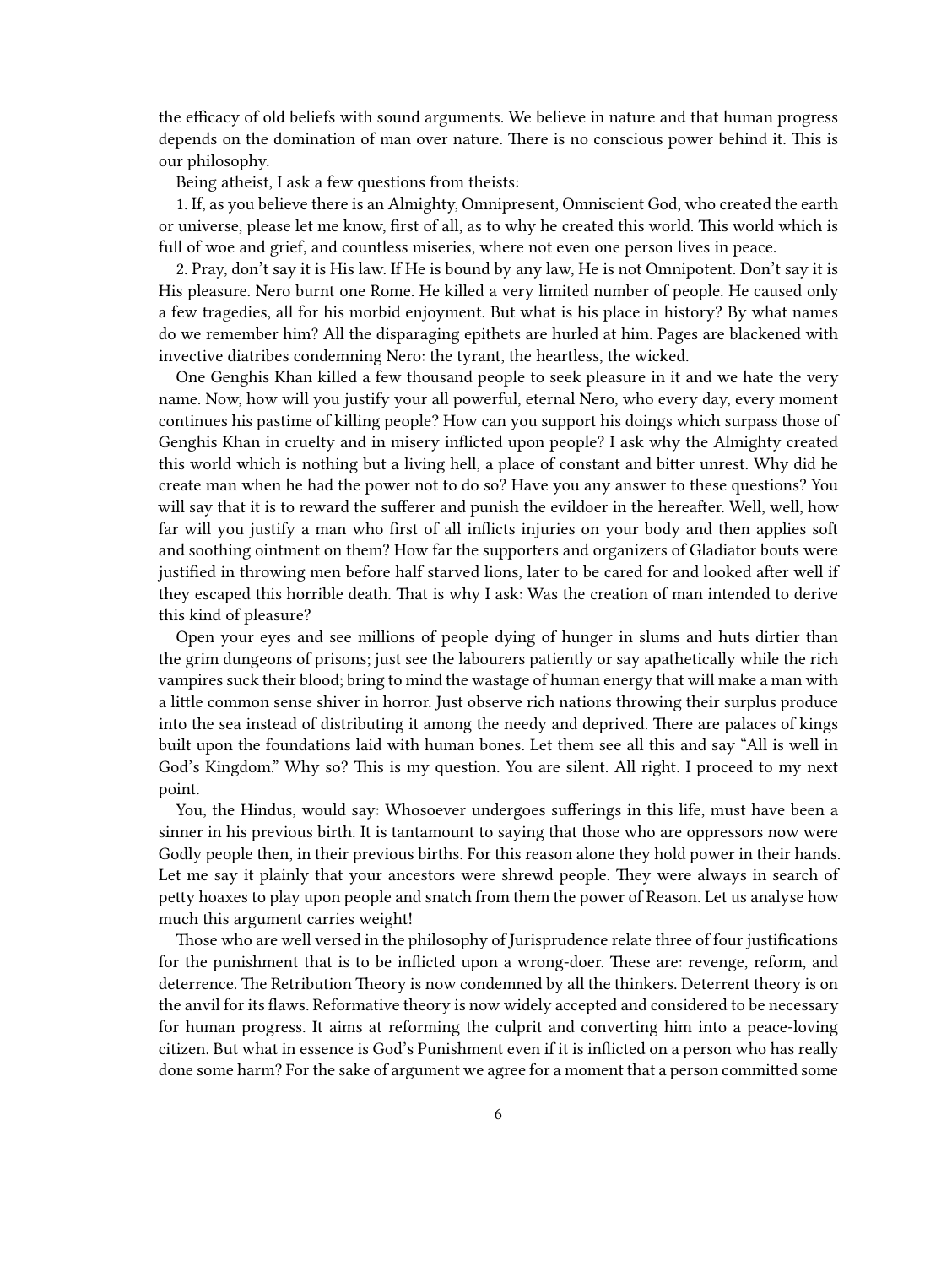the efficacy of old beliefs with sound arguments. We believe in nature and that human progress depends on the domination of man over nature. There is no conscious power behind it. This is our philosophy.

Being atheist, I ask a few questions from theists:

1. If, as you believe there is an Almighty, Omnipresent, Omniscient God, who created the earth or universe, please let me know, first of all, as to why he created this world. This world which is full of woe and grief, and countless miseries, where not even one person lives in peace.

2. Pray, don't say it is His law. If He is bound by any law, He is not Omnipotent. Don't say it is His pleasure. Nero burnt one Rome. He killed a very limited number of people. He caused only a few tragedies, all for his morbid enjoyment. But what is his place in history? By what names do we remember him? All the disparaging epithets are hurled at him. Pages are blackened with invective diatribes condemning Nero: the tyrant, the heartless, the wicked.

One Genghis Khan killed a few thousand people to seek pleasure in it and we hate the very name. Now, how will you justify your all powerful, eternal Nero, who every day, every moment continues his pastime of killing people? How can you support his doings which surpass those of Genghis Khan in cruelty and in misery inflicted upon people? I ask why the Almighty created this world which is nothing but a living hell, a place of constant and bitter unrest. Why did he create man when he had the power not to do so? Have you any answer to these questions? You will say that it is to reward the sufferer and punish the evildoer in the hereafter. Well, well, how far will you justify a man who first of all inflicts injuries on your body and then applies soft and soothing ointment on them? How far the supporters and organizers of Gladiator bouts were justified in throwing men before half starved lions, later to be cared for and looked after well if they escaped this horrible death. That is why I ask: Was the creation of man intended to derive this kind of pleasure?

Open your eyes and see millions of people dying of hunger in slums and huts dirtier than the grim dungeons of prisons; just see the labourers patiently or say apathetically while the rich vampires suck their blood; bring to mind the wastage of human energy that will make a man with a little common sense shiver in horror. Just observe rich nations throwing their surplus produce into the sea instead of distributing it among the needy and deprived. There are palaces of kings built upon the foundations laid with human bones. Let them see all this and say "All is well in God's Kingdom." Why so? This is my question. You are silent. All right. I proceed to my next point.

You, the Hindus, would say: Whosoever undergoes sufferings in this life, must have been a sinner in his previous birth. It is tantamount to saying that those who are oppressors now were Godly people then, in their previous births. For this reason alone they hold power in their hands. Let me say it plainly that your ancestors were shrewd people. They were always in search of petty hoaxes to play upon people and snatch from them the power of Reason. Let us analyse how much this argument carries weight!

Those who are well versed in the philosophy of Jurisprudence relate three of four justifications for the punishment that is to be inflicted upon a wrong-doer. These are: revenge, reform, and deterrence. The Retribution Theory is now condemned by all the thinkers. Deterrent theory is on the anvil for its flaws. Reformative theory is now widely accepted and considered to be necessary for human progress. It aims at reforming the culprit and converting him into a peace-loving citizen. But what in essence is God's Punishment even if it is inflicted on a person who has really done some harm? For the sake of argument we agree for a moment that a person committed some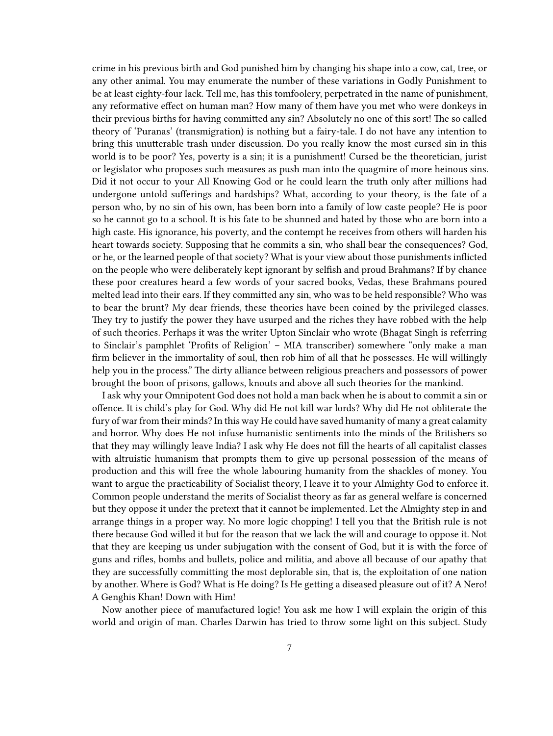crime in his previous birth and God punished him by changing his shape into a cow, cat, tree, or any other animal. You may enumerate the number of these variations in Godly Punishment to be at least eighty-four lack. Tell me, has this tomfoolery, perpetrated in the name of punishment, any reformative effect on human man? How many of them have you met who were donkeys in their previous births for having committed any sin? Absolutely no one of this sort! The so called theory of 'Puranas' (transmigration) is nothing but a fairy-tale. I do not have any intention to bring this unutterable trash under discussion. Do you really know the most cursed sin in this world is to be poor? Yes, poverty is a sin; it is a punishment! Cursed be the theoretician, jurist or legislator who proposes such measures as push man into the quagmire of more heinous sins. Did it not occur to your All Knowing God or he could learn the truth only after millions had undergone untold sufferings and hardships? What, according to your theory, is the fate of a person who, by no sin of his own, has been born into a family of low caste people? He is poor so he cannot go to a school. It is his fate to be shunned and hated by those who are born into a high caste. His ignorance, his poverty, and the contempt he receives from others will harden his heart towards society. Supposing that he commits a sin, who shall bear the consequences? God, or he, or the learned people of that society? What is your view about those punishments inflicted on the people who were deliberately kept ignorant by selfish and proud Brahmans? If by chance these poor creatures heard a few words of your sacred books, Vedas, these Brahmans poured melted lead into their ears. If they committed any sin, who was to be held responsible? Who was to bear the brunt? My dear friends, these theories have been coined by the privileged classes. They try to justify the power they have usurped and the riches they have robbed with the help of such theories. Perhaps it was the writer Upton Sinclair who wrote (Bhagat Singh is referring to Sinclair's pamphlet 'Profits of Religion' – MIA transcriber) somewhere "only make a man firm believer in the immortality of soul, then rob him of all that he possesses. He will willingly help you in the process." The dirty alliance between religious preachers and possessors of power brought the boon of prisons, gallows, knouts and above all such theories for the mankind.

I ask why your Omnipotent God does not hold a man back when he is about to commit a sin or offence. It is child's play for God. Why did He not kill war lords? Why did He not obliterate the fury of war from their minds? In this way He could have saved humanity of many a great calamity and horror. Why does He not infuse humanistic sentiments into the minds of the Britishers so that they may willingly leave India? I ask why He does not fill the hearts of all capitalist classes with altruistic humanism that prompts them to give up personal possession of the means of production and this will free the whole labouring humanity from the shackles of money. You want to argue the practicability of Socialist theory, I leave it to your Almighty God to enforce it. Common people understand the merits of Socialist theory as far as general welfare is concerned but they oppose it under the pretext that it cannot be implemented. Let the Almighty step in and arrange things in a proper way. No more logic chopping! I tell you that the British rule is not there because God willed it but for the reason that we lack the will and courage to oppose it. Not that they are keeping us under subjugation with the consent of God, but it is with the force of guns and rifles, bombs and bullets, police and militia, and above all because of our apathy that they are successfully committing the most deplorable sin, that is, the exploitation of one nation by another. Where is God? What is He doing? Is He getting a diseased pleasure out of it? A Nero! A Genghis Khan! Down with Him!

Now another piece of manufactured logic! You ask me how I will explain the origin of this world and origin of man. Charles Darwin has tried to throw some light on this subject. Study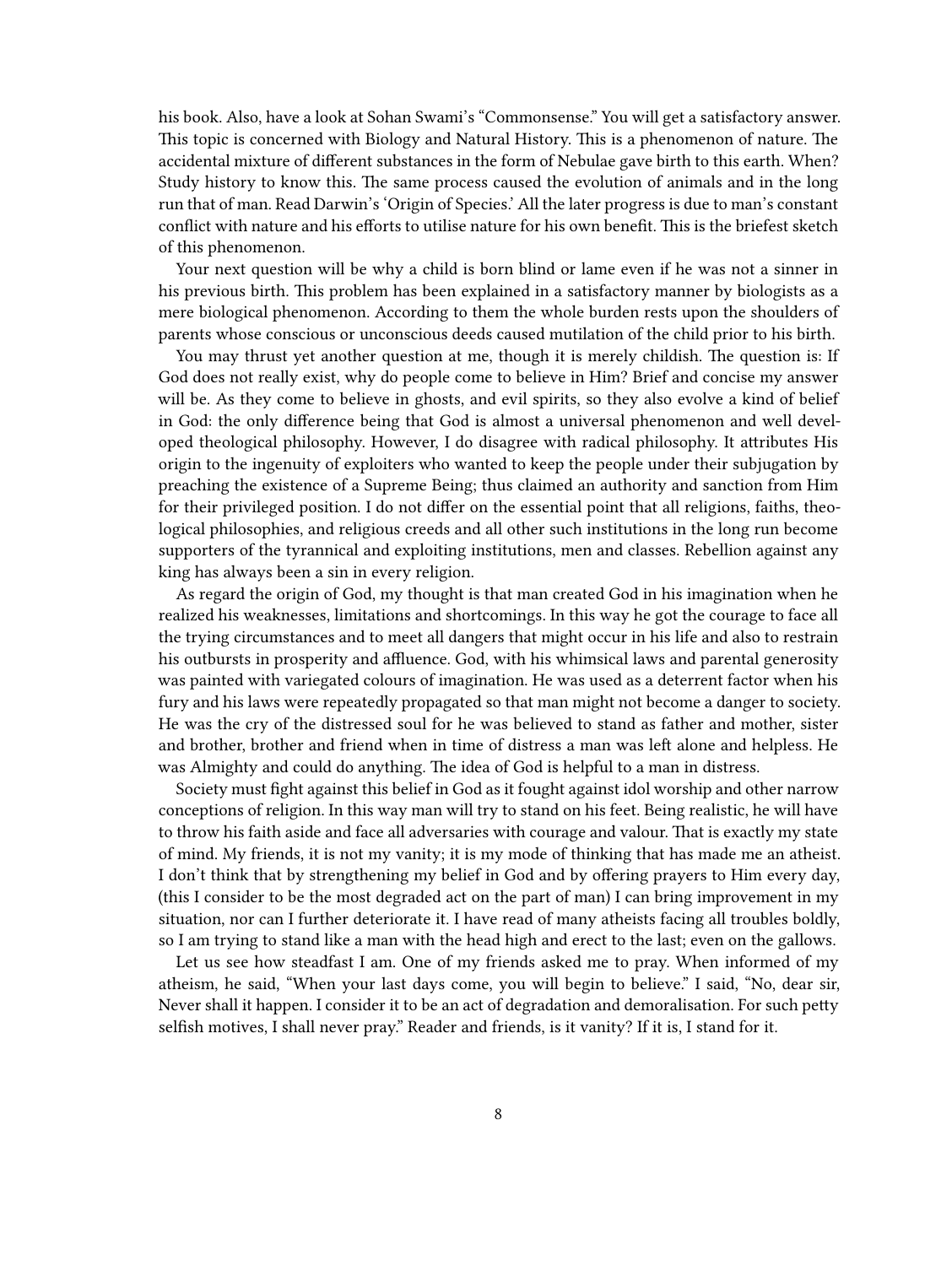his book. Also, have a look at Sohan Swami's "Commonsense." You will get a satisfactory answer. This topic is concerned with Biology and Natural History. This is a phenomenon of nature. The accidental mixture of different substances in the form of Nebulae gave birth to this earth. When? Study history to know this. The same process caused the evolution of animals and in the long run that of man. Read Darwin's 'Origin of Species.' All the later progress is due to man's constant conflict with nature and his efforts to utilise nature for his own benefit. This is the briefest sketch of this phenomenon.

Your next question will be why a child is born blind or lame even if he was not a sinner in his previous birth. This problem has been explained in a satisfactory manner by biologists as a mere biological phenomenon. According to them the whole burden rests upon the shoulders of parents whose conscious or unconscious deeds caused mutilation of the child prior to his birth.

You may thrust yet another question at me, though it is merely childish. The question is: If God does not really exist, why do people come to believe in Him? Brief and concise my answer will be. As they come to believe in ghosts, and evil spirits, so they also evolve a kind of belief in God: the only difference being that God is almost a universal phenomenon and well developed theological philosophy. However, I do disagree with radical philosophy. It attributes His origin to the ingenuity of exploiters who wanted to keep the people under their subjugation by preaching the existence of a Supreme Being; thus claimed an authority and sanction from Him for their privileged position. I do not differ on the essential point that all religions, faiths, theological philosophies, and religious creeds and all other such institutions in the long run become supporters of the tyrannical and exploiting institutions, men and classes. Rebellion against any king has always been a sin in every religion.

As regard the origin of God, my thought is that man created God in his imagination when he realized his weaknesses, limitations and shortcomings. In this way he got the courage to face all the trying circumstances and to meet all dangers that might occur in his life and also to restrain his outbursts in prosperity and affluence. God, with his whimsical laws and parental generosity was painted with variegated colours of imagination. He was used as a deterrent factor when his fury and his laws were repeatedly propagated so that man might not become a danger to society. He was the cry of the distressed soul for he was believed to stand as father and mother, sister and brother, brother and friend when in time of distress a man was left alone and helpless. He was Almighty and could do anything. The idea of God is helpful to a man in distress.

Society must fight against this belief in God as it fought against idol worship and other narrow conceptions of religion. In this way man will try to stand on his feet. Being realistic, he will have to throw his faith aside and face all adversaries with courage and valour. That is exactly my state of mind. My friends, it is not my vanity; it is my mode of thinking that has made me an atheist. I don't think that by strengthening my belief in God and by offering prayers to Him every day, (this I consider to be the most degraded act on the part of man) I can bring improvement in my situation, nor can I further deteriorate it. I have read of many atheists facing all troubles boldly, so I am trying to stand like a man with the head high and erect to the last; even on the gallows.

Let us see how steadfast I am. One of my friends asked me to pray. When informed of my atheism, he said, "When your last days come, you will begin to believe." I said, "No, dear sir, Never shall it happen. I consider it to be an act of degradation and demoralisation. For such petty selfish motives, I shall never pray." Reader and friends, is it vanity? If it is, I stand for it.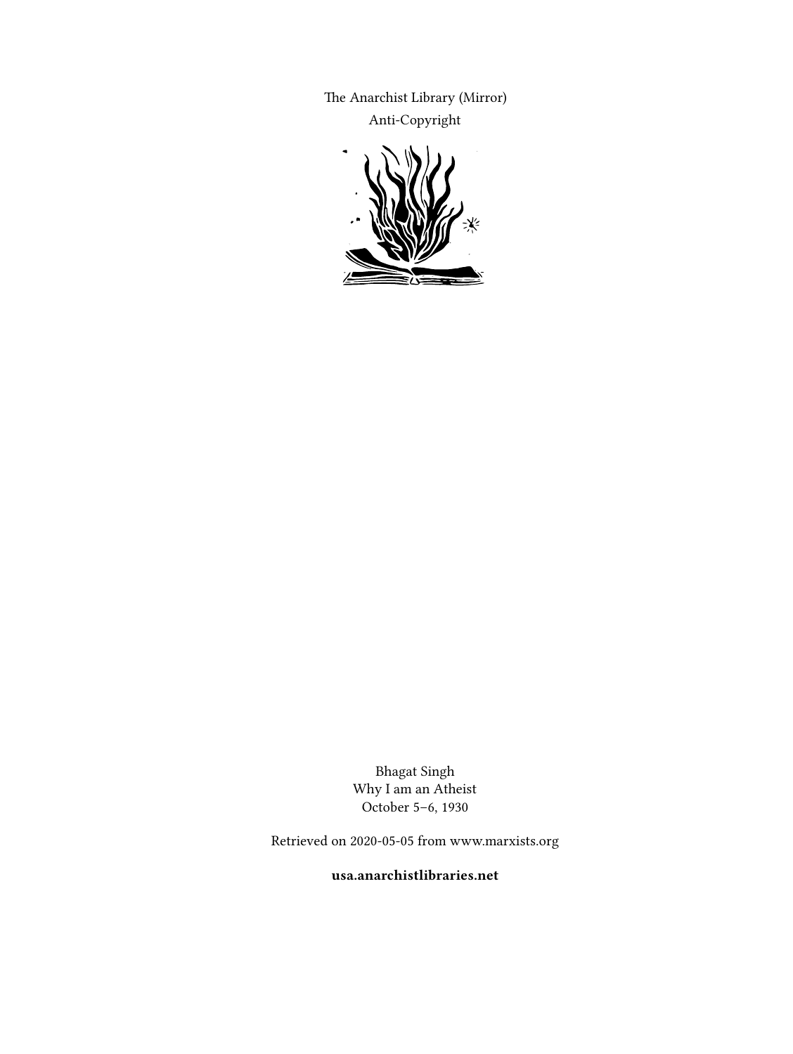The Anarchist Library (Mirror)
Anti-Copyright

Bhagat Singh
Why I am an Atheist
October 5–6, 1930

Retrieved on 2020-05-05 from www.marxists.org

**usa.anarchistlibraries.net**